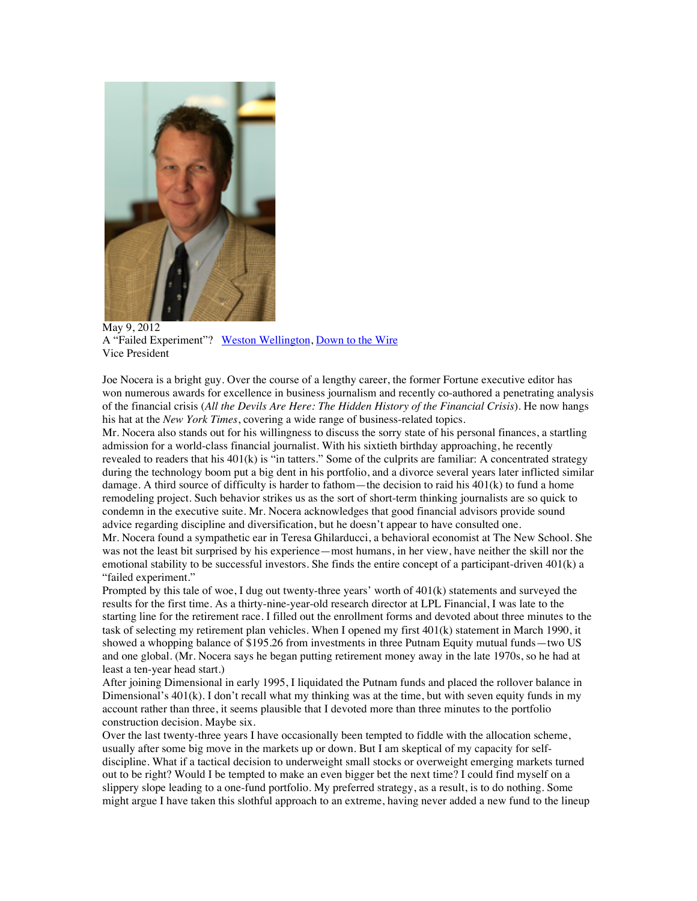May 9, 2012

A "Failed Experiment"? [Weston Wellington](), [Down to the Wire]()

Vice President

Joe Nocera is a bright guy. Over the course of a lengthy career, the former Fortune executive editor has won numerous awards for excellence in business journalism and recently co-authored a penetrating analysis of the financial crisis (*All the Devils Are Here: The Hidden History of the Financial Crisis*). He now hangs his hat at the *New York Times*, covering a wide range of business-related topics.

Mr. Nocera also stands out for his willingness to discuss the sorry state of his personal finances, a startling admission for a world-class financial journalist. With his sixtieth birthday approaching, he recently revealed to readers that his 401(k) is "in tatters." Some of the culprits are familiar: A concentrated strategy during the technology boom put a big dent in his portfolio, and a divorce several years later inflicted similar damage. A third source of difficulty is harder to fathom—the decision to raid his 401(k) to fund a home remodeling project. Such behavior strikes us as the sort of short-term thinking journalists are so quick to condemn in the executive suite. Mr. Nocera acknowledges that good financial advisors provide sound advice regarding discipline and diversification, but he doesn't appear to have consulted one.

Mr. Nocera found a sympathetic ear in Teresa Ghilarducci, a behavioral economist at The New School. She was not the least bit surprised by his experience—most humans, in her view, have neither the skill nor the emotional stability to be successful investors. She finds the entire concept of a participant-driven 401(k) a "failed experiment."

Prompted by this tale of woe, I dug out twenty-three years' worth of 401(k) statements and surveyed the results for the first time. As a thirty-nine-year-old research director at LPL Financial, I was late to the starting line for the retirement race. I filled out the enrollment forms and devoted about three minutes to the task of selecting my retirement plan vehicles. When I opened my first 401(k) statement in March 1990, it showed a whopping balance of $195.26 from investments in three Putnam Equity mutual funds—two US and one global. (Mr. Nocera says he began putting retirement money away in the late 1970s, so he had at least a ten-year head start.)

After joining Dimensional in early 1995, I liquidated the Putnam funds and placed the rollover balance in Dimensional's 401(k). I don't recall what my thinking was at the time, but with seven equity funds in my account rather than three, it seems plausible that I devoted more than three minutes to the portfolio construction decision. Maybe six.

Over the last twenty-three years I have occasionally been tempted to fiddle with the allocation scheme, usually after some big move in the markets up or down. But I am skeptical of my capacity for self-discipline. What if a tactical decision to underweight small stocks or overweight emerging markets turned out to be right? Would I be tempted to make an even bigger bet the next time? I could find myself on a slippery slope leading to a one-fund portfolio. My preferred strategy, as a result, is to do nothing. Some might argue I have taken this slothful approach to an extreme, having never added a new fund to the lineup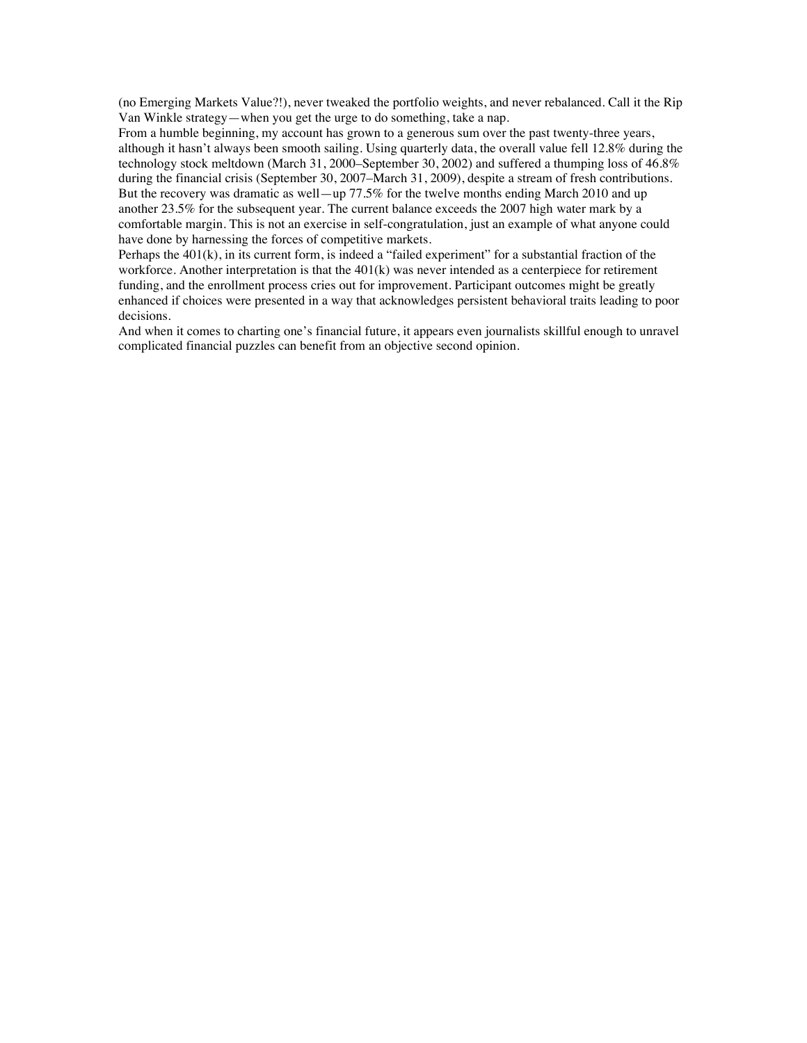(no Emerging Markets Value?!), never tweaked the portfolio weights, and never rebalanced. Call it the Rip Van Winkle strategy—when you get the urge to do something, take a nap.

From a humble beginning, my account has grown to a generous sum over the past twenty-three years, although it hasn't always been smooth sailing. Using quarterly data, the overall value fell 12.8% during the technology stock meltdown (March 31, 2000–September 30, 2002) and suffered a thumping loss of 46.8% during the financial crisis (September 30, 2007–March 31, 2009), despite a stream of fresh contributions. But the recovery was dramatic as well—up 77.5% for the twelve months ending March 2010 and up another 23.5% for the subsequent year. The current balance exceeds the 2007 high water mark by a comfortable margin. This is not an exercise in self-congratulation, just an example of what anyone could have done by harnessing the forces of competitive markets.

Perhaps the 401(k), in its current form, is indeed a "failed experiment" for a substantial fraction of the workforce. Another interpretation is that the 401(k) was never intended as a centerpiece for retirement funding, and the enrollment process cries out for improvement. Participant outcomes might be greatly enhanced if choices were presented in a way that acknowledges persistent behavioral traits leading to poor decisions.

And when it comes to charting one's financial future, it appears even journalists skillful enough to unravel complicated financial puzzles can benefit from an objective second opinion.